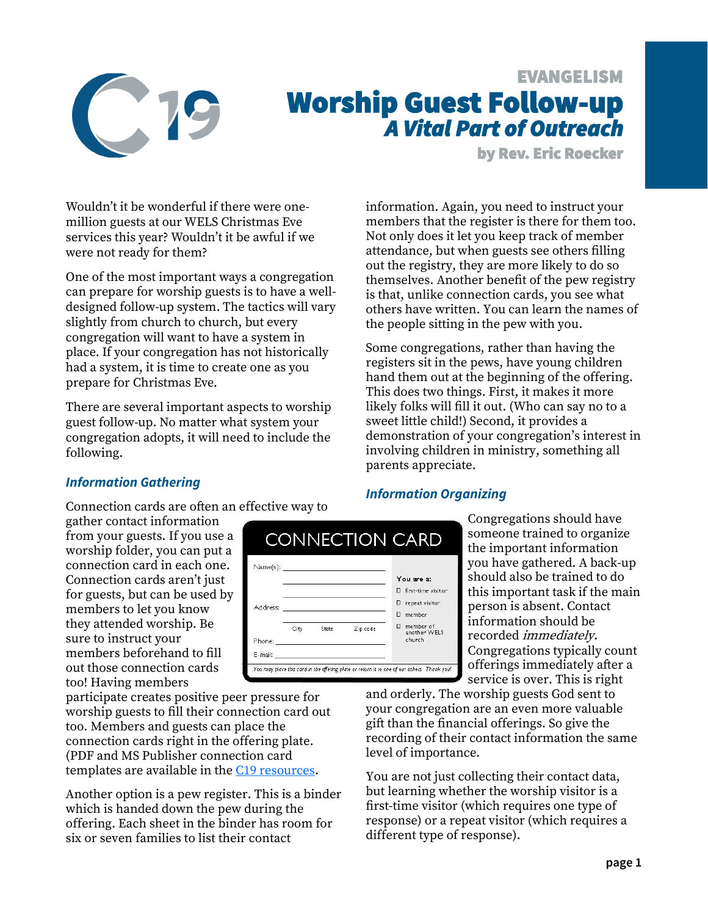EVANGELISM

# Worship Guest Follow-up

## *A Vital Part of Outreach*

**by Rev. Eric Roecker**

Wouldn't it be wonderful if there were one-million guests at our WELS Christmas Eve services this year? Wouldn't it be awful if we were not ready for them?

One of the most important ways a congregation can prepare for worship guests is to have a well-designed follow-up system. The tactics will vary slightly from church to church, but every congregation will want to have a system in place. If your congregation has not historically had a system, it is time to create one as you prepare for Christmas Eve.

There are several important aspects to worship guest follow-up. No matter what system your congregation adopts, it will need to include the following.

### *Information Gathering*

Connection cards are often an effective way to gather contact information from your guests. If you use a worship folder, you can put a connection card in each one. Connection cards aren't just for guests, but can be used by members to let you know they attended worship. Be sure to instruct your members beforehand to fill out those connection cards too! Having members participate creates positive peer pressure for worship guests to fill their connection card out too. Members and guests can place the connection cards right in the offering plate. (PDF and MS Publisher connection card templates are available in the [C19 resources](#).

CONNECTION CARD

Name(s): ____________________

Address: ____________________

City State Zip code

Phone: ____________________

E-mail: ____________________

You are a:
- ☐ first-time visitor
- ☐ repeat visitor
- ☐ member
- ☐ member of another WELS church

You may place this card in the offering plate or return it to one of our ushers. Thank you!

Another option is a pew register. This is a binder which is handed down the pew during the offering. Each sheet in the binder has room for six or seven families to list their contact information. Again, you need to instruct your members that the register is there for them too. Not only does it let you keep track of member attendance, but when guests see others filling out the registry, they are more likely to do so themselves. Another benefit of the pew registry is that, unlike connection cards, you see what others have written. You can learn the names of the people sitting in the pew with you.

Some congregations, rather than having the registers sit in the pews, have young children hand them out at the beginning of the offering. This does two things. First, it makes it more likely folks will fill it out. (Who can say no to a sweet little child!) Second, it provides a demonstration of your congregation's interest in involving children in ministry, something all parents appreciate.

### *Information Organizing*

Congregations should have someone trained to organize the important information you have gathered. A back-up should also be trained to do this important task if the main person is absent. Contact information should be recorded *immediately.* Congregations typically count offerings immediately after a service is over. This is right and orderly. The worship guests God sent to your congregation are an even more valuable gift than the financial offerings. So give the recording of their contact information the same level of importance.

You are not just collecting their contact data, but learning whether the worship visitor is a first-time visitor (which requires one type of response) or a repeat visitor (which requires a different type of response).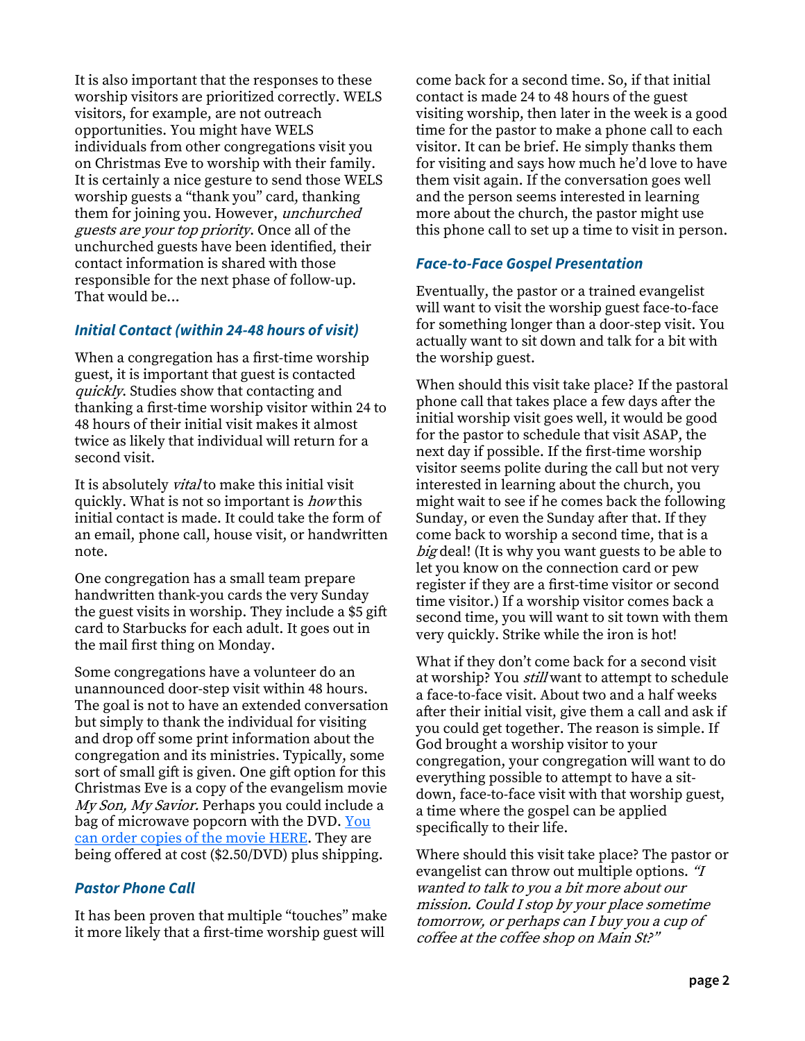It is also important that the responses to these worship visitors are prioritized correctly. WELS visitors, for example, are not outreach opportunities. You might have WELS individuals from other congregations visit you on Christmas Eve to worship with their family. It is certainly a nice gesture to send those WELS worship guests a "thank you" card, thanking them for joining you. However, *unchurched guests are your top priority*. Once all of the unchurched guests have been identified, their contact information is shared with those responsible for the next phase of follow-up. That would be…

### *Initial Contact (within 24-48 hours of visit)*

When a congregation has a first-time worship guest, it is important that guest is contacted *quickly*. Studies show that contacting and thanking a first-time worship visitor within 24 to 48 hours of their initial visit makes it almost twice as likely that individual will return for a second visit.

It is absolutely *vital* to make this initial visit quickly. What is not so important is *how* this initial contact is made. It could take the form of an email, phone call, house visit, or handwritten note.

One congregation has a small team prepare handwritten thank-you cards the very Sunday the guest visits in worship. They include a $5 gift card to Starbucks for each adult. It goes out in the mail first thing on Monday.

Some congregations have a volunteer do an unannounced door-step visit within 48 hours. The goal is not to have an extended conversation but simply to thank the individual for visiting and drop off some print information about the congregation and its ministries. Typically, some sort of small gift is given. One gift option for this Christmas Eve is a copy of the evangelism movie *My Son, My Savior.* Perhaps you could include a bag of microwave popcorn with the DVD. [You can order copies of the movie HERE](). They are being offered at cost ($2.50/DVD) plus shipping.

### *Pastor Phone Call*

It has been proven that multiple "touches" make it more likely that a first-time worship guest will come back for a second time. So, if that initial contact is made 24 to 48 hours of the guest visiting worship, then later in the week is a good time for the pastor to make a phone call to each visitor. It can be brief. He simply thanks them for visiting and says how much he'd love to have them visit again. If the conversation goes well and the person seems interested in learning more about the church, the pastor might use this phone call to set up a time to visit in person.

### *Face-to-Face Gospel Presentation*

Eventually, the pastor or a trained evangelist will want to visit the worship guest face-to-face for something longer than a door-step visit. You actually want to sit down and talk for a bit with the worship guest.

When should this visit take place? If the pastoral phone call that takes place a few days after the initial worship visit goes well, it would be good for the pastor to schedule that visit ASAP, the next day if possible. If the first-time worship visitor seems polite during the call but not very interested in learning about the church, you might wait to see if he comes back the following Sunday, or even the Sunday after that. If they come back to worship a second time, that is a *big* deal! (It is why you want guests to be able to let you know on the connection card or pew register if they are a first-time visitor or second time visitor.) If a worship visitor comes back a second time, you will want to sit town with them very quickly. Strike while the iron is hot!

What if they don't come back for a second visit at worship? You *still* want to attempt to schedule a face-to-face visit. About two and a half weeks after their initial visit, give them a call and ask if you could get together. The reason is simple. If God brought a worship visitor to your congregation, your congregation will want to do everything possible to attempt to have a sit-down, face-to-face visit with that worship guest, a time where the gospel can be applied specifically to their life.

Where should this visit take place? The pastor or evangelist can throw out multiple options. *"I wanted to talk to you a bit more about our mission. Could I stop by your place sometime tomorrow, or perhaps can I buy you a cup of coffee at the coffee shop on Main St?"*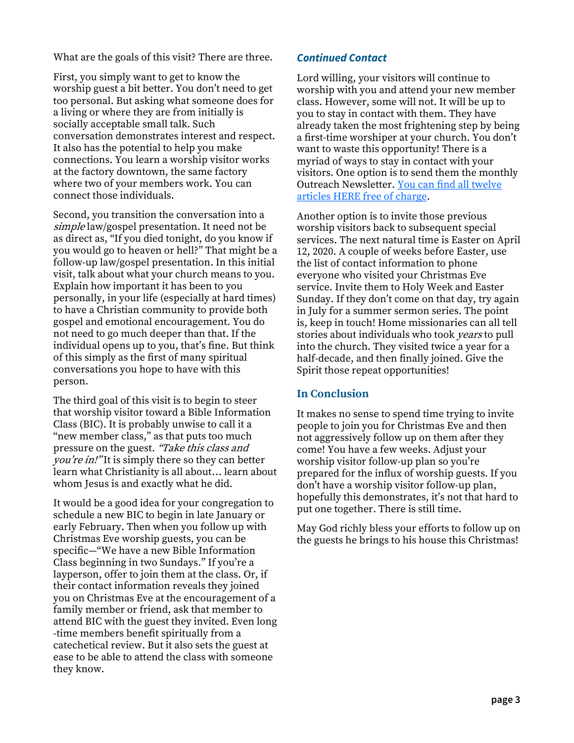What are the goals of this visit? There are three.

First, you simply want to get to know the worship guest a bit better. You don't need to get too personal. But asking what someone does for a living or where they are from initially is socially acceptable small talk. Such conversation demonstrates interest and respect. It also has the potential to help you make connections. You learn a worship visitor works at the factory downtown, the same factory where two of your members work. You can connect those individuals.

Second, you transition the conversation into a *simple* law/gospel presentation. It need not be as direct as, "If you died tonight, do you know if you would go to heaven or hell?" That might be a follow-up law/gospel presentation. In this initial visit, talk about what your church means to you. Explain how important it has been to you personally, in your life (especially at hard times) to have a Christian community to provide both gospel and emotional encouragement. You do not need to go much deeper than that. If the individual opens up to you, that's fine. But think of this simply as the first of many spiritual conversations you hope to have with this person.

The third goal of this visit is to begin to steer that worship visitor toward a Bible Information Class (BIC). It is probably unwise to call it a "new member class," as that puts too much pressure on the guest. *"Take this class and you're in!"* It is simply there so they can better learn what Christianity is all about… learn about whom Jesus is and exactly what he did.

It would be a good idea for your congregation to schedule a new BIC to begin in late January or early February. Then when you follow up with Christmas Eve worship guests, you can be specific—"We have a new Bible Information Class beginning in two Sundays." If you're a layperson, offer to join them at the class. Or, if their contact information reveals they joined you on Christmas Eve at the encouragement of a family member or friend, ask that member to attend BIC with the guest they invited. Even long-time members benefit spiritually from a catechetical review. But it also sets the guest at ease to be able to attend the class with someone they know.

### *Continued Contact*

Lord willing, your visitors will continue to worship with you and attend your new member class. However, some will not. It will be up to you to stay in contact with them. They have already taken the most frightening step by being a first-time worshiper at your church. You don't want to waste this opportunity! There is a myriad of ways to stay in contact with your visitors. One option is to send them the monthly Outreach Newsletter. You can find all twelve articles HERE free of charge.

Another option is to invite those previous worship visitors back to subsequent special services. The next natural time is Easter on April 12, 2020. A couple of weeks before Easter, use the list of contact information to phone everyone who visited your Christmas Eve service. Invite them to Holy Week and Easter Sunday. If they don't come on that day, try again in July for a summer sermon series. The point is, keep in touch! Home missionaries can all tell stories about individuals who took *years* to pull into the church. They visited twice a year for a half-decade, and then finally joined. Give the Spirit those repeat opportunities!

## In Conclusion

It makes no sense to spend time trying to invite people to join you for Christmas Eve and then not aggressively follow up on them after they come! You have a few weeks. Adjust your worship visitor follow-up plan so you're prepared for the influx of worship guests. If you don't have a worship visitor follow-up plan, hopefully this demonstrates, it's not that hard to put one together. There is still time.

May God richly bless your efforts to follow up on the guests he brings to his house this Christmas!